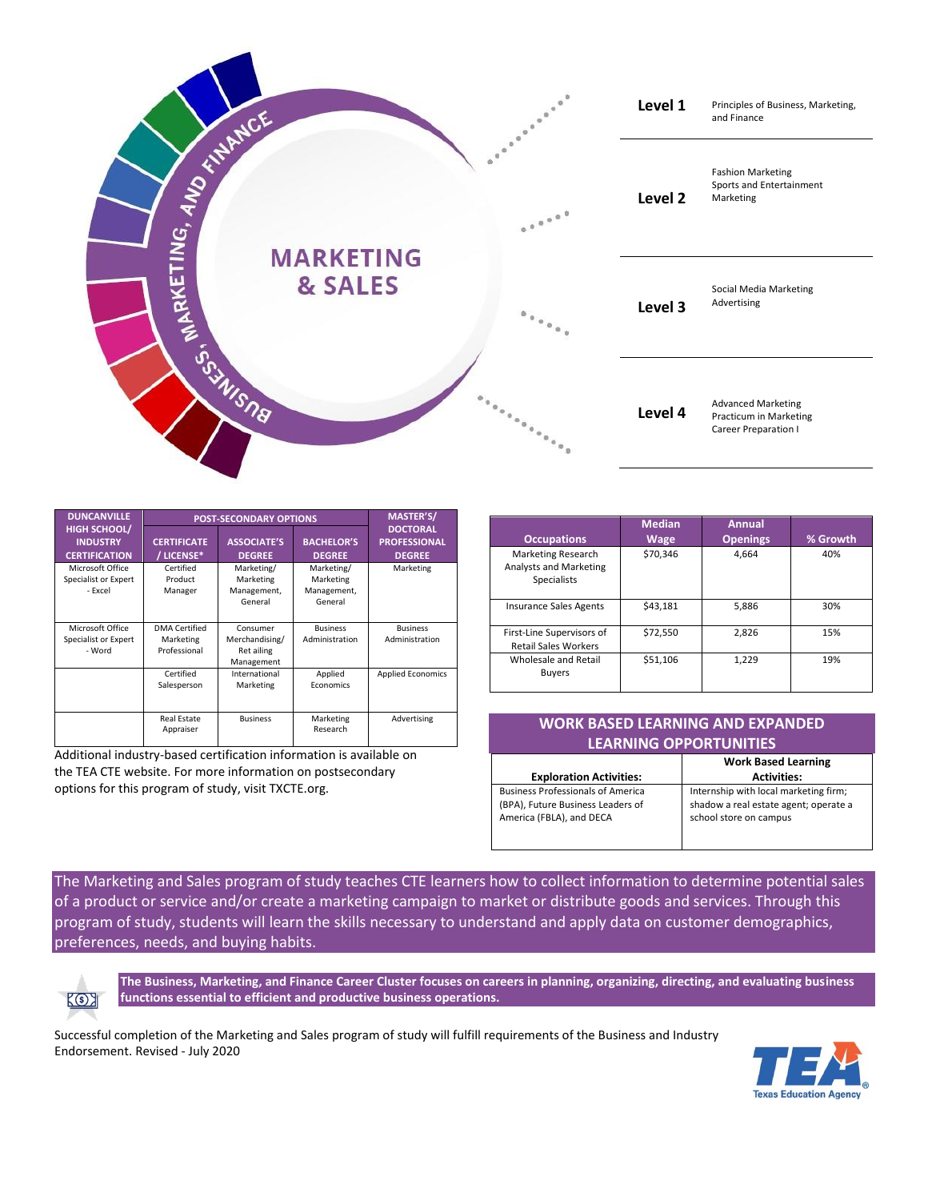# MARKETING & SALES

BUSINESS, MARKETING, AND FINANCE

| Level | Courses |
|---|---|
| **Level 1** | Principles of Business, Marketing, and Finance |
| **Level 2** | Fashion Marketing<br>Sports and Entertainment Marketing |
| **Level 3** | Social Media Marketing<br>Advertising |
| **Level 4** | Advanced Marketing<br>Practicum in Marketing<br>Career Preparation I |

| DUNCANVILLE HIGH SCHOOL/ INDUSTRY CERTIFICATION | POST-SECONDARY OPTIONS | | | MASTER'S/ DOCTORAL PROFESSIONAL DEGREE |
|---|---|---|---|---|
| | CERTIFICATE / LICENSE* | ASSOCIATE'S DEGREE | BACHELOR'S DEGREE | |
| Microsoft Office Specialist or Expert - Excel | Certified Product Manager | Marketing/ Marketing Management, General | Marketing/ Marketing Management, General | Marketing |
| Microsoft Office Specialist or Expert - Word | DMA Certified Marketing Professional | Consumer Merchandising/ Ret ailing Management | Business Administration | Business Administration |
| | Certified Salesperson | International Marketing | Applied Economics | Applied Economics |
| | Real Estate Appraiser | Business | Marketing Research | Advertising |

Additional industry-based certification information is available on the TEA CTE website. For more information on postsecondary options for this program of study, visit TXCTE.org.

| Occupations | Median Wage | Annual Openings | % Growth |
|---|---|---|---|
| Marketing Research Analysts and Marketing Specialists | $70,346 | 4,664 | 40% |
| Insurance Sales Agents | $43,181 | 5,886 | 30% |
| First-Line Supervisors of Retail Sales Workers | $72,550 | 2,826 | 15% |
| Wholesale and Retail Buyers | $51,106 | 1,229 | 19% |

## WORK BASED LEARNING AND EXPANDED LEARNING OPPORTUNITIES

| Exploration Activities: | Work Based Learning Activities: |
|---|---|
| Business Professionals of America (BPA), Future Business Leaders of America (FBLA), and DECA | Internship with local marketing firm; shadow a real estate agent; operate a school store on campus |

The Marketing and Sales program of study teaches CTE learners how to collect information to determine potential sales of a product or service and/or create a marketing campaign to market or distribute goods and services. Through this program of study, students will learn the skills necessary to understand and apply data on customer demographics, preferences, needs, and buying habits.

**The Business, Marketing, and Finance Career Cluster focuses on careers in planning, organizing, directing, and evaluating business functions essential to efficient and productive business operations.**

Successful completion of the Marketing and Sales program of study will fulfill requirements of the Business and Industry Endorsement. Revised - July 2020

TEA Texas Education Agency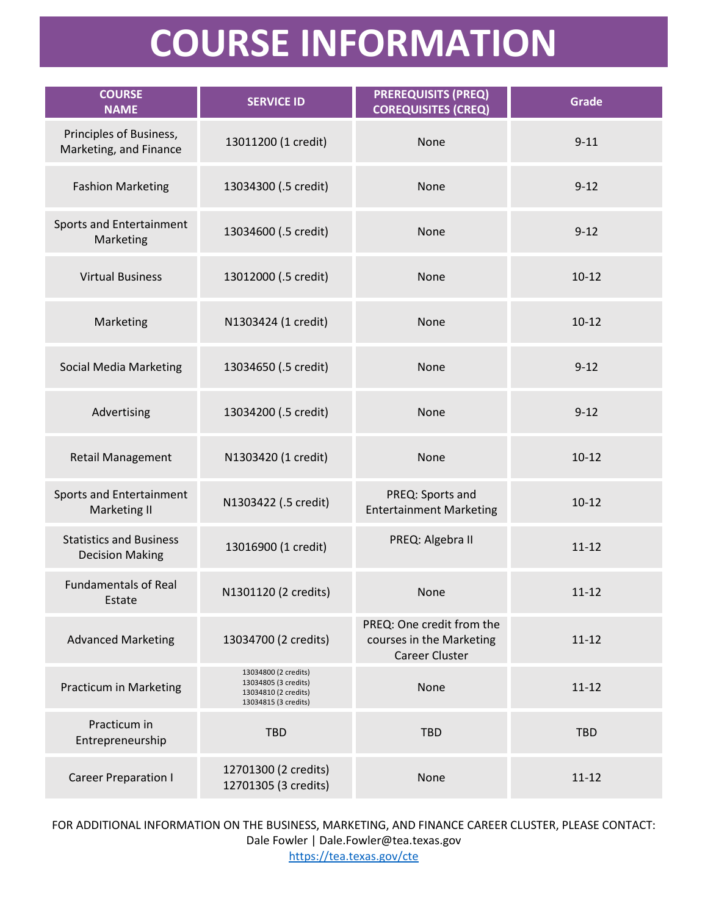# COURSE INFORMATION

| COURSE NAME | SERVICE ID | PREREQUISITS (PREQ) COREQUISITES (CREQ) | Grade |
|---|---|---|---|
| Principles of Business, Marketing, and Finance | 13011200 (1 credit) | None | 9-11 |
| Fashion Marketing | 13034300 (.5 credit) | None | 9-12 |
| Sports and Entertainment Marketing | 13034600 (.5 credit) | None | 9-12 |
| Virtual Business | 13012000 (.5 credit) | None | 10-12 |
| Marketing | N1303424 (1 credit) | None | 10-12 |
| Social Media Marketing | 13034650 (.5 credit) | None | 9-12 |
| Advertising | 13034200 (.5 credit) | None | 9-12 |
| Retail Management | N1303420 (1 credit) | None | 10-12 |
| Sports and Entertainment Marketing II | N1303422 (.5 credit) | PREQ: Sports and Entertainment Marketing | 10-12 |
| Statistics and Business Decision Making | 13016900 (1 credit) | PREQ: Algebra II | 11-12 |
| Fundamentals of Real Estate | N1301120 (2 credits) | None | 11-12 |
| Advanced Marketing | 13034700 (2 credits) | PREQ: One credit from the courses in the Marketing Career Cluster | 11-12 |
| Practicum in Marketing | 13034800 (2 credits)<br>13034805 (3 credits)<br>13034810 (2 credits)<br>13034815 (3 credits) | None | 11-12 |
| Practicum in Entrepreneurship | TBD | TBD | TBD |
| Career Preparation I | 12701300 (2 credits)<br>12701305 (3 credits) | None | 11-12 |

FOR ADDITIONAL INFORMATION ON THE BUSINESS, MARKETING, AND FINANCE CAREER CLUSTER, PLEASE CONTACT:
Dale Fowler | Dale.Fowler@tea.texas.gov
https://tea.texas.gov/cte